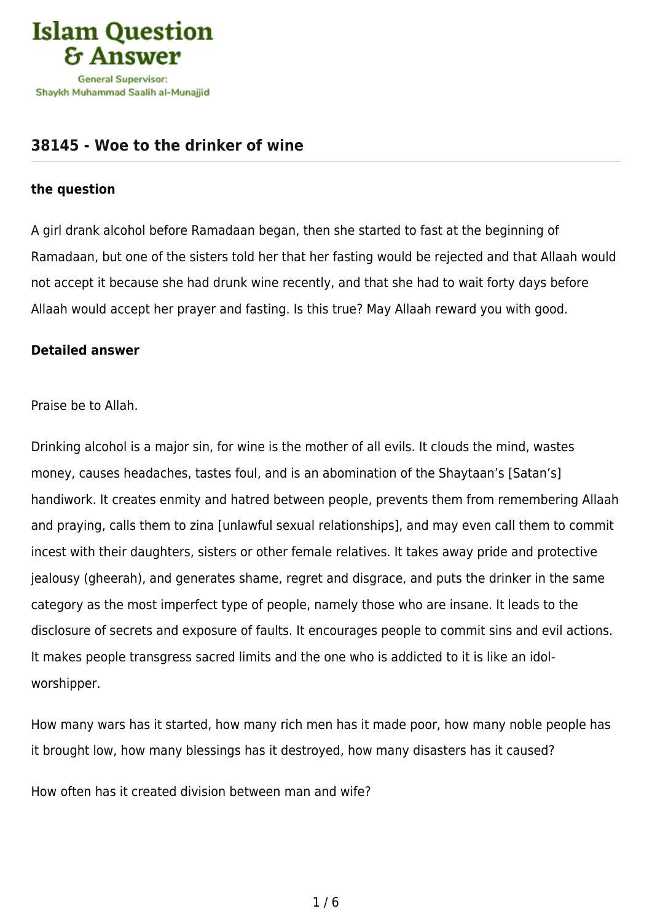# 38145 - Woe to the drinker of wine

### the question

A girl drank alcohol before Ramadaan began, then she started to fast at the beginning of Ramadaan, but one of the sisters told her that her fasting would be rejected and that Allaah would not accept it because she had drunk wine recently, and that she had to wait forty days before Allaah would accept her prayer and fasting. Is this true? May Allaah reward you with good.

### Detailed answer

Praise be to Allah.

Drinking alcohol is a major sin, for wine is the mother of all evils. It clouds the mind, wastes money, causes headaches, tastes foul, and is an abomination of the Shaytaan's [Satan's] handiwork. It creates enmity and hatred between people, prevents them from remembering Allaah and praying, calls them to zina [unlawful sexual relationships], and may even call them to commit incest with their daughters, sisters or other female relatives. It takes away pride and protective jealousy (gheerah), and generates shame, regret and disgrace, and puts the drinker in the same category as the most imperfect type of people, namely those who are insane. It leads to the disclosure of secrets and exposure of faults. It encourages people to commit sins and evil actions. It makes people transgress sacred limits and the one who is addicted to it is like an idol-worshipper.

How many wars has it started, how many rich men has it made poor, how many noble people has it brought low, how many blessings has it destroyed, how many disasters has it caused?

How often has it created division between man and wife?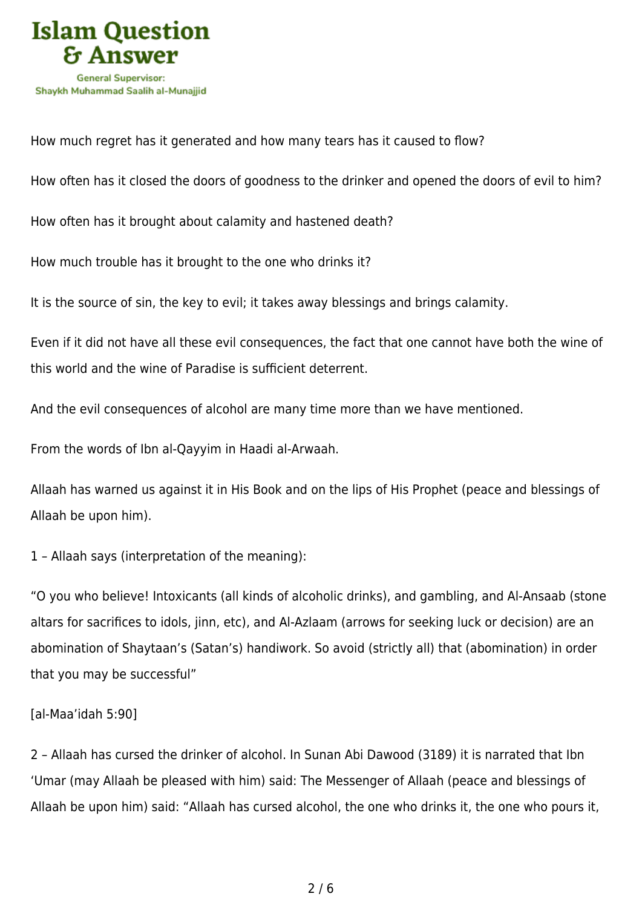How much regret has it generated and how many tears has it caused to flow?

How often has it closed the doors of goodness to the drinker and opened the doors of evil to him?

How often has it brought about calamity and hastened death?

How much trouble has it brought to the one who drinks it?

It is the source of sin, the key to evil; it takes away blessings and brings calamity.

Even if it did not have all these evil consequences, the fact that one cannot have both the wine of this world and the wine of Paradise is sufficient deterrent.

And the evil consequences of alcohol are many time more than we have mentioned.

From the words of Ibn al-Qayyim in Haadi al-Arwaah.

Allaah has warned us against it in His Book and on the lips of His Prophet (peace and blessings of Allaah be upon him).

1 – Allaah says (interpretation of the meaning):

"O you who believe! Intoxicants (all kinds of alcoholic drinks), and gambling, and Al-Ansaab (stone altars for sacrifices to idols, jinn, etc), and Al-Azlaam (arrows for seeking luck or decision) are an abomination of Shaytaan's (Satan's) handiwork. So avoid (strictly all) that (abomination) in order that you may be successful"

[al-Maa'idah 5:90]

2 – Allaah has cursed the drinker of alcohol. In Sunan Abi Dawood (3189) it is narrated that Ibn 'Umar (may Allaah be pleased with him) said: The Messenger of Allaah (peace and blessings of Allaah be upon him) said: "Allaah has cursed alcohol, the one who drinks it, the one who pours it,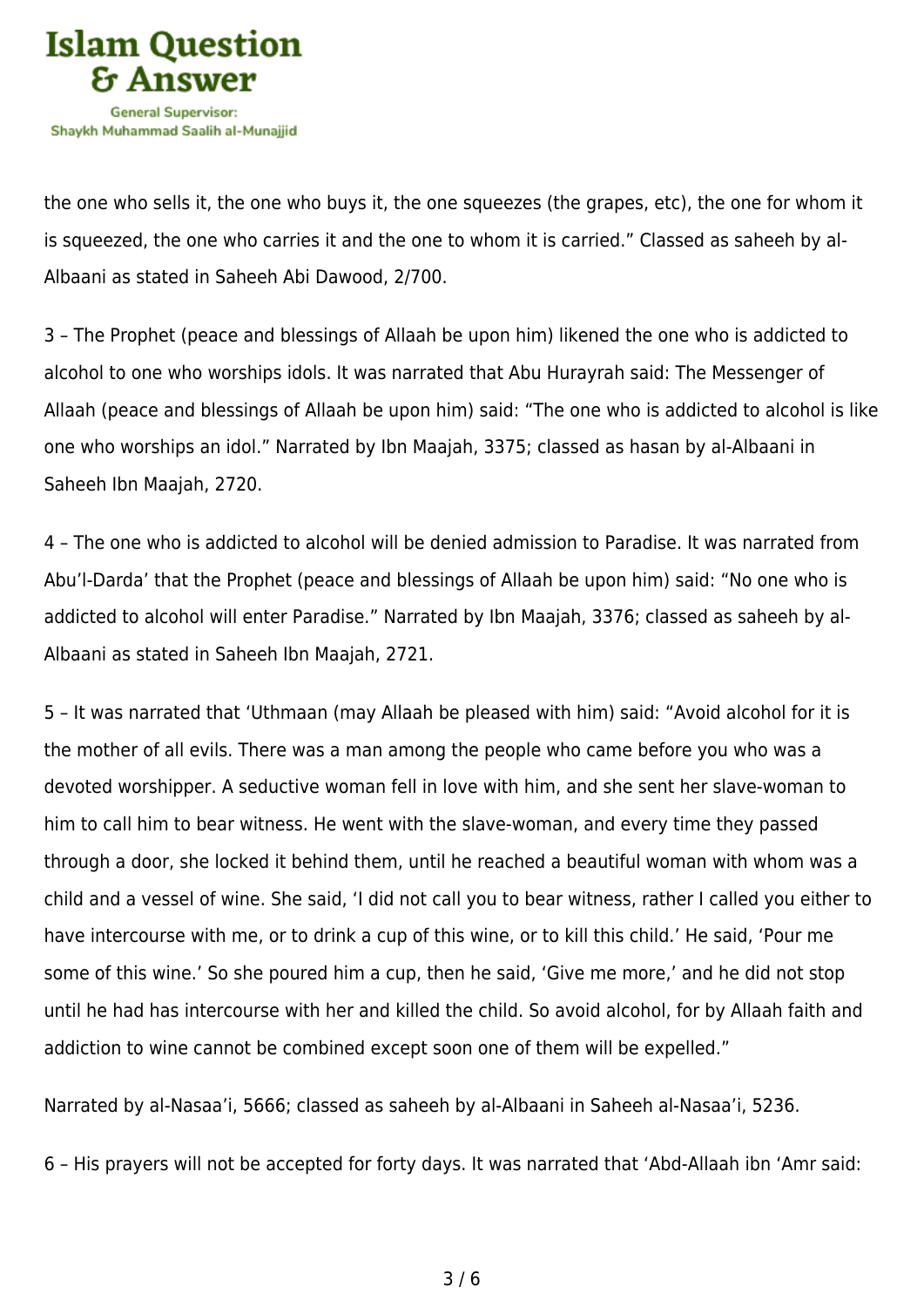the one who sells it, the one who buys it, the one squeezes (the grapes, etc), the one for whom it is squeezed, the one who carries it and the one to whom it is carried." Classed as saheeh by al-Albaani as stated in Saheeh Abi Dawood, 2/700.

3 – The Prophet (peace and blessings of Allaah be upon him) likened the one who is addicted to alcohol to one who worships idols. It was narrated that Abu Hurayrah said: The Messenger of Allaah (peace and blessings of Allaah be upon him) said: "The one who is addicted to alcohol is like one who worships an idol." Narrated by Ibn Maajah, 3375; classed as hasan by al-Albaani in Saheeh Ibn Maajah, 2720.

4 – The one who is addicted to alcohol will be denied admission to Paradise. It was narrated from Abu'l-Darda' that the Prophet (peace and blessings of Allaah be upon him) said: "No one who is addicted to alcohol will enter Paradise." Narrated by Ibn Maajah, 3376; classed as saheeh by al-Albaani as stated in Saheeh Ibn Maajah, 2721.

5 – It was narrated that 'Uthmaan (may Allaah be pleased with him) said: "Avoid alcohol for it is the mother of all evils. There was a man among the people who came before you who was a devoted worshipper. A seductive woman fell in love with him, and she sent her slave-woman to him to call him to bear witness. He went with the slave-woman, and every time they passed through a door, she locked it behind them, until he reached a beautiful woman with whom was a child and a vessel of wine. She said, 'I did not call you to bear witness, rather I called you either to have intercourse with me, or to drink a cup of this wine, or to kill this child.' He said, 'Pour me some of this wine.' So she poured him a cup, then he said, 'Give me more,' and he did not stop until he had has intercourse with her and killed the child. So avoid alcohol, for by Allaah faith and addiction to wine cannot be combined except soon one of them will be expelled."

Narrated by al-Nasaa'i, 5666; classed as saheeh by al-Albaani in Saheeh al-Nasaa'i, 5236.

6 – His prayers will not be accepted for forty days. It was narrated that 'Abd-Allaah ibn 'Amr said: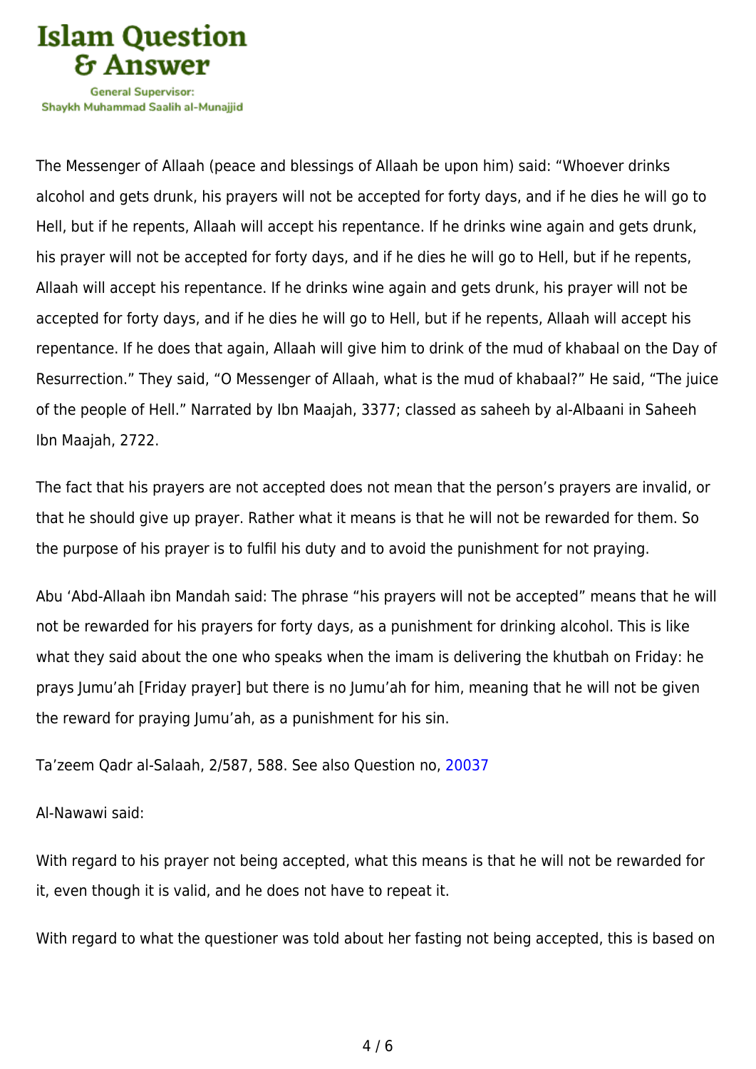The Messenger of Allaah (peace and blessings of Allaah be upon him) said: "Whoever drinks alcohol and gets drunk, his prayers will not be accepted for forty days, and if he dies he will go to Hell, but if he repents, Allaah will accept his repentance. If he drinks wine again and gets drunk, his prayer will not be accepted for forty days, and if he dies he will go to Hell, but if he repents, Allaah will accept his repentance. If he drinks wine again and gets drunk, his prayer will not be accepted for forty days, and if he dies he will go to Hell, but if he repents, Allaah will accept his repentance. If he does that again, Allaah will give him to drink of the mud of khabaal on the Day of Resurrection." They said, "O Messenger of Allaah, what is the mud of khabaal?" He said, "The juice of the people of Hell." Narrated by Ibn Maajah, 3377; classed as saheeh by al-Albaani in Saheeh Ibn Maajah, 2722.

The fact that his prayers are not accepted does not mean that the person's prayers are invalid, or that he should give up prayer. Rather what it means is that he will not be rewarded for them. So the purpose of his prayer is to fulfil his duty and to avoid the punishment for not praying.

Abu 'Abd-Allaah ibn Mandah said: The phrase "his prayers will not be accepted" means that he will not be rewarded for his prayers for forty days, as a punishment for drinking alcohol. This is like what they said about the one who speaks when the imam is delivering the khutbah on Friday: he prays Jumu'ah [Friday prayer] but there is no Jumu'ah for him, meaning that he will not be given the reward for praying Jumu'ah, as a punishment for his sin.

Ta'zeem Qadr al-Salaah, 2/587, 588. See also Question no, 20037

Al-Nawawi said:

With regard to his prayer not being accepted, what this means is that he will not be rewarded for it, even though it is valid, and he does not have to repeat it.

With regard to what the questioner was told about her fasting not being accepted, this is based on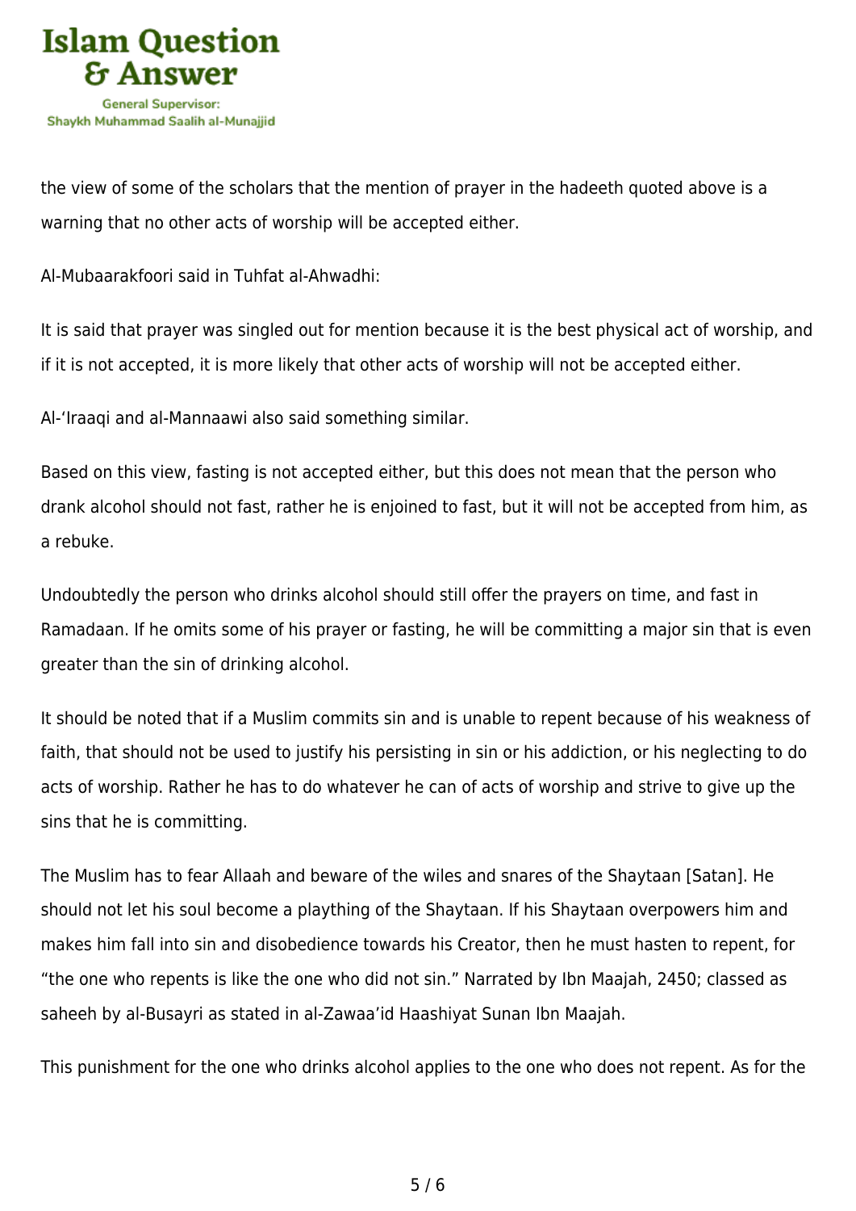the view of some of the scholars that the mention of prayer in the hadeeth quoted above is a warning that no other acts of worship will be accepted either.

Al-Mubaarakfoori said in Tuhfat al-Ahwadhi:

It is said that prayer was singled out for mention because it is the best physical act of worship, and if it is not accepted, it is more likely that other acts of worship will not be accepted either.

Al-'Iraaqi and al-Mannaawi also said something similar.

Based on this view, fasting is not accepted either, but this does not mean that the person who drank alcohol should not fast, rather he is enjoined to fast, but it will not be accepted from him, as a rebuke.

Undoubtedly the person who drinks alcohol should still offer the prayers on time, and fast in Ramadaan. If he omits some of his prayer or fasting, he will be committing a major sin that is even greater than the sin of drinking alcohol.

It should be noted that if a Muslim commits sin and is unable to repent because of his weakness of faith, that should not be used to justify his persisting in sin or his addiction, or his neglecting to do acts of worship. Rather he has to do whatever he can of acts of worship and strive to give up the sins that he is committing.

The Muslim has to fear Allaah and beware of the wiles and snares of the Shaytaan [Satan]. He should not let his soul become a plaything of the Shaytaan. If his Shaytaan overpowers him and makes him fall into sin and disobedience towards his Creator, then he must hasten to repent, for "the one who repents is like the one who did not sin." Narrated by Ibn Maajah, 2450; classed as saheeh by al-Busayri as stated in al-Zawaa'id Haashiyat Sunan Ibn Maajah.

This punishment for the one who drinks alcohol applies to the one who does not repent. As for the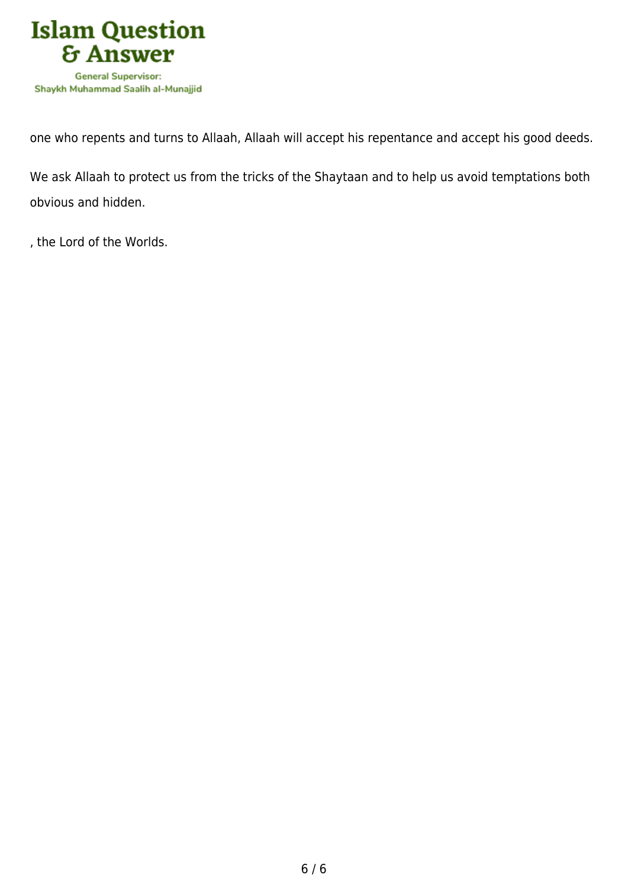one who repents and turns to Allaah, Allaah will accept his repentance and accept his good deeds.

We ask Allaah to protect us from the tricks of the Shaytaan and to help us avoid temptations both obvious and hidden.

, the Lord of the Worlds.